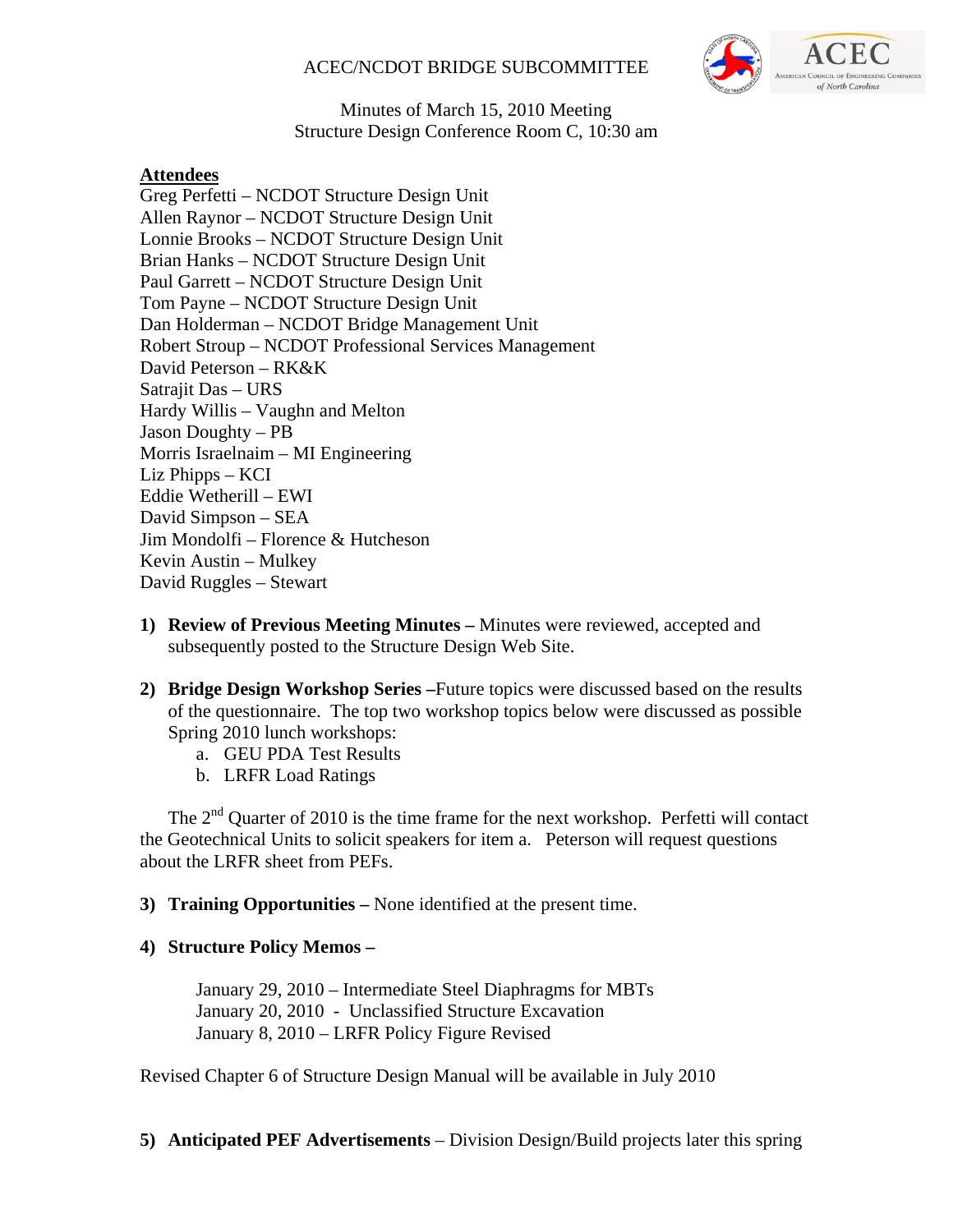# ACEC/NCDOT BRIDGE SUBCOMMITTEE

Minutes of March 15, 2010 Meeting
Structure Design Conference Room C, 10:30 am

**Attendees**

Greg Perfetti – NCDOT Structure Design Unit
Allen Raynor – NCDOT Structure Design Unit
Lonnie Brooks – NCDOT Structure Design Unit
Brian Hanks – NCDOT Structure Design Unit
Paul Garrett – NCDOT Structure Design Unit
Tom Payne – NCDOT Structure Design Unit
Dan Holderman – NCDOT Bridge Management Unit
Robert Stroup – NCDOT Professional Services Management
David Peterson – RK&K
Satrajit Das – URS
Hardy Willis – Vaughn and Melton
Jason Doughty – PB
Morris Israelnaim – MI Engineering
Liz Phipps – KCI
Eddie Wetherill – EWI
David Simpson – SEA
Jim Mondolfi – Florence & Hutcheson
Kevin Austin – Mulkey
David Ruggles – Stewart

1) **Review of Previous Meeting Minutes –** Minutes were reviewed, accepted and subsequently posted to the Structure Design Web Site.

2) **Bridge Design Workshop Series –**Future topics were discussed based on the results of the questionnaire. The top two workshop topics below were discussed as possible Spring 2010 lunch workshops:
   a. GEU PDA Test Results
   b. LRFR Load Ratings

   The 2nd Quarter of 2010 is the time frame for the next workshop. Perfetti will contact the Geotechnical Units to solicit speakers for item a. Peterson will request questions about the LRFR sheet from PEFs.

3) **Training Opportunities –** None identified at the present time.

4) **Structure Policy Memos –**

   January 29, 2010 – Intermediate Steel Diaphragms for MBTs
   January 20, 2010 - Unclassified Structure Excavation
   January 8, 2010 – LRFR Policy Figure Revised

Revised Chapter 6 of Structure Design Manual will be available in July 2010

5) **Anticipated PEF Advertisements** – Division Design/Build projects later this spring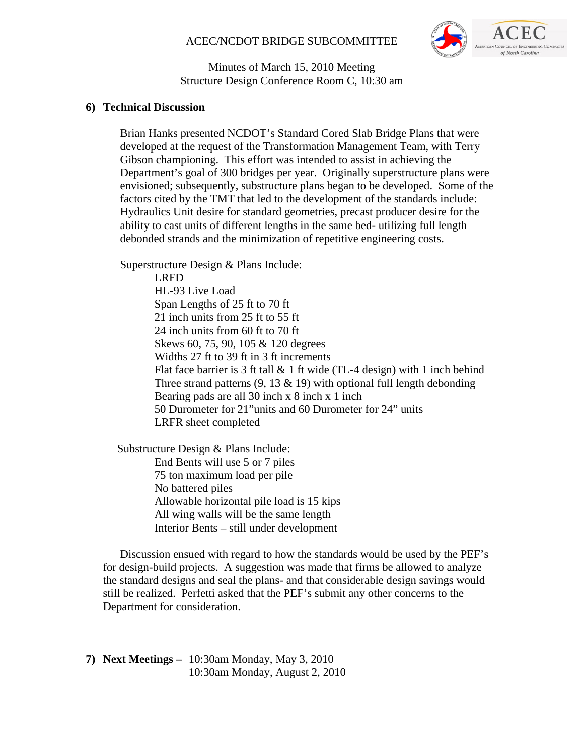ACEC/NCDOT BRIDGE SUBCOMMITTEE

Minutes of March 15, 2010 Meeting
Structure Design Conference Room C, 10:30 am

## 6) Technical Discussion

Brian Hanks presented NCDOT's Standard Cored Slab Bridge Plans that were developed at the request of the Transformation Management Team, with Terry Gibson championing. This effort was intended to assist in achieving the Department's goal of 300 bridges per year. Originally superstructure plans were envisioned; subsequently, substructure plans began to be developed. Some of the factors cited by the TMT that led to the development of the standards include: Hydraulics Unit desire for standard geometries, precast producer desire for the ability to cast units of different lengths in the same bed- utilizing full length debonded strands and the minimization of repetitive engineering costs.

Superstructure Design & Plans Include:

- LRFD
- HL-93 Live Load
- Span Lengths of 25 ft to 70 ft
- 21 inch units from 25 ft to 55 ft
- 24 inch units from 60 ft to 70 ft
- Skews 60, 75, 90, 105 & 120 degrees
- Widths 27 ft to 39 ft in 3 ft increments
- Flat face barrier is 3 ft tall & 1 ft wide (TL-4 design) with 1 inch behind
- Three strand patterns (9, 13 & 19) with optional full length debonding
- Bearing pads are all 30 inch x 8 inch x 1 inch
- 50 Durometer for 21"units and 60 Durometer for 24" units
- LRFR sheet completed

Substructure Design & Plans Include:

- End Bents will use 5 or 7 piles
- 75 ton maximum load per pile
- No battered piles
- Allowable horizontal pile load is 15 kips
- All wing walls will be the same length
- Interior Bents – still under development

Discussion ensued with regard to how the standards would be used by the PEF's for design-build projects. A suggestion was made that firms be allowed to analyze the standard designs and seal the plans- and that considerable design savings would still be realized. Perfetti asked that the PEF's submit any other concerns to the Department for consideration.

## 7) Next Meetings –

10:30am Monday, May 3, 2010
10:30am Monday, August 2, 2010